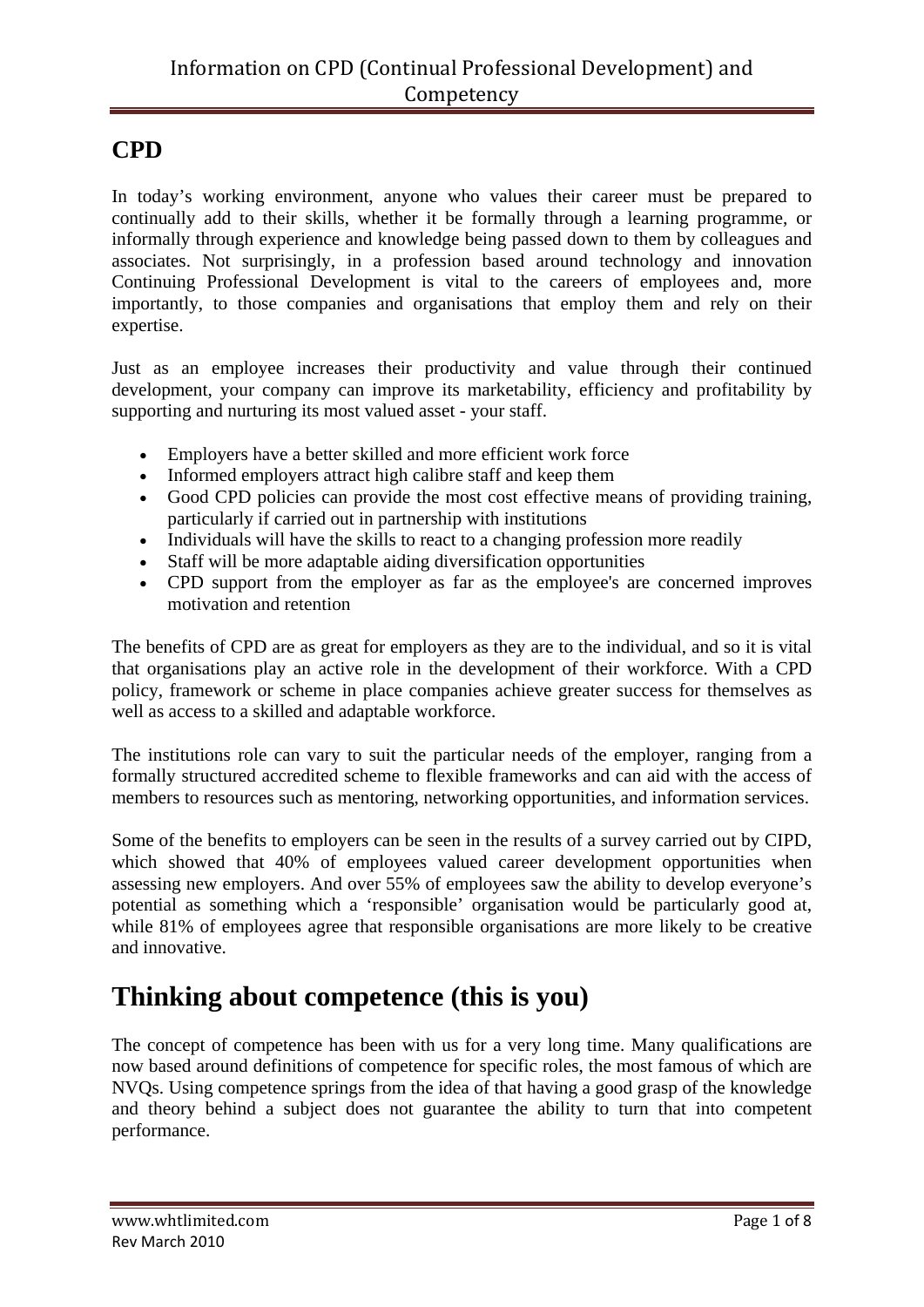# Information on CPD (Continual Professional Development) and Competency

## CPD

In today's working environment, anyone who values their career must be prepared to continually add to their skills, whether it be formally through a learning programme, or informally through experience and knowledge being passed down to them by colleagues and associates. Not surprisingly, in a profession based around technology and innovation Continuing Professional Development is vital to the careers of employees and, more importantly, to those companies and organisations that employ them and rely on their expertise.

Just as an employee increases their productivity and value through their continued development, your company can improve its marketability, efficiency and profitability by supporting and nurturing its most valued asset - your staff.

- Employers have a better skilled and more efficient work force
- Informed employers attract high calibre staff and keep them
- Good CPD policies can provide the most cost effective means of providing training, particularly if carried out in partnership with institutions
- Individuals will have the skills to react to a changing profession more readily
- Staff will be more adaptable aiding diversification opportunities
- CPD support from the employer as far as the employee's are concerned improves motivation and retention

The benefits of CPD are as great for employers as they are to the individual, and so it is vital that organisations play an active role in the development of their workforce. With a CPD policy, framework or scheme in place companies achieve greater success for themselves as well as access to a skilled and adaptable workforce.

The institutions role can vary to suit the particular needs of the employer, ranging from a formally structured accredited scheme to flexible frameworks and can aid with the access of members to resources such as mentoring, networking opportunities, and information services.

Some of the benefits to employers can be seen in the results of a survey carried out by CIPD, which showed that 40% of employees valued career development opportunities when assessing new employers. And over 55% of employees saw the ability to develop everyone's potential as something which a 'responsible' organisation would be particularly good at, while 81% of employees agree that responsible organisations are more likely to be creative and innovative.

# Thinking about competence (this is you)

The concept of competence has been with us for a very long time. Many qualifications are now based around definitions of competence for specific roles, the most famous of which are NVQs. Using competence springs from the idea of that having a good grasp of the knowledge and theory behind a subject does not guarantee the ability to turn that into competent performance.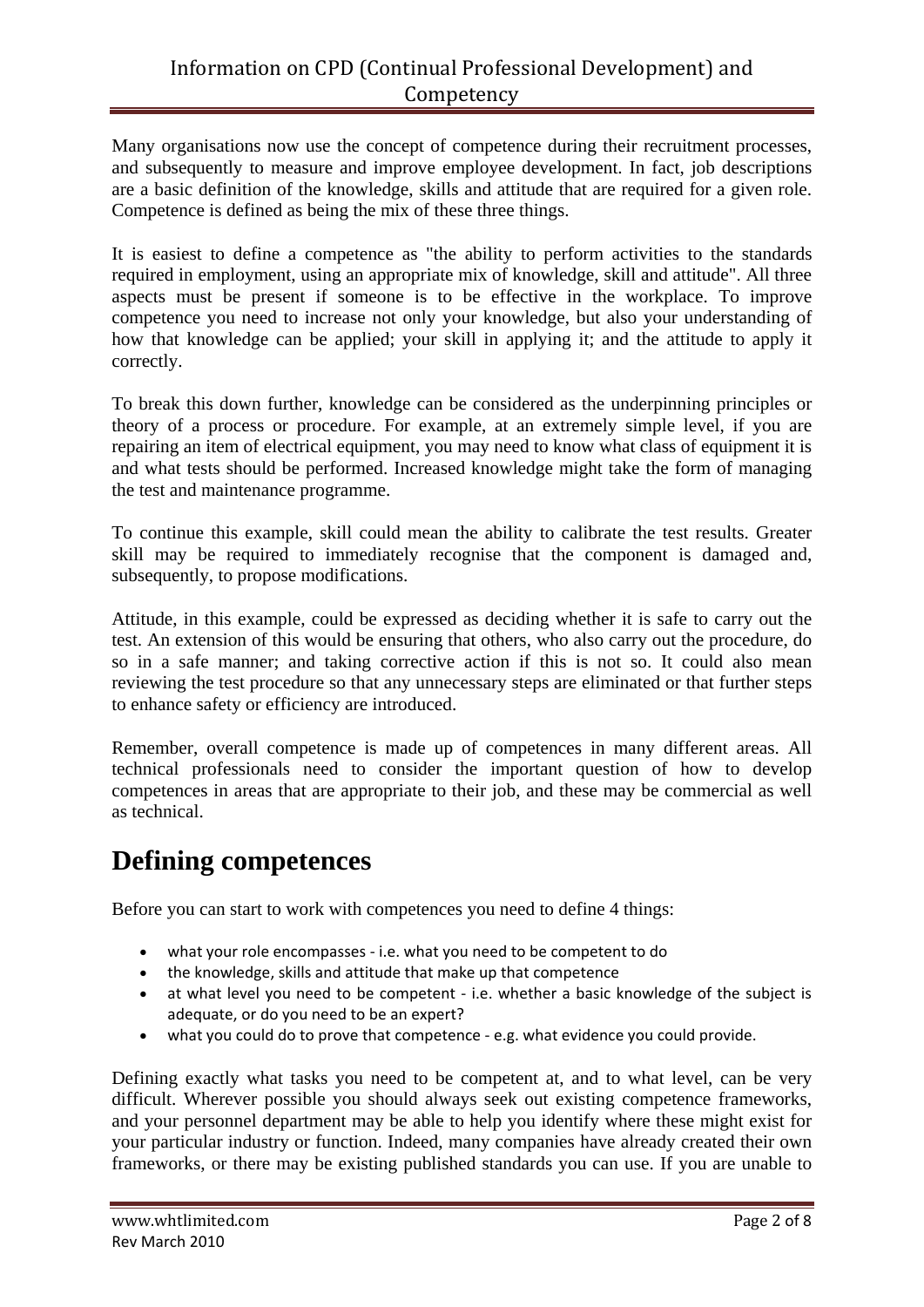Many organisations now use the concept of competence during their recruitment processes, and subsequently to measure and improve employee development. In fact, job descriptions are a basic definition of the knowledge, skills and attitude that are required for a given role. Competence is defined as being the mix of these three things.

It is easiest to define a competence as "the ability to perform activities to the standards required in employment, using an appropriate mix of knowledge, skill and attitude". All three aspects must be present if someone is to be effective in the workplace. To improve competence you need to increase not only your knowledge, but also your understanding of how that knowledge can be applied; your skill in applying it; and the attitude to apply it correctly.

To break this down further, knowledge can be considered as the underpinning principles or theory of a process or procedure. For example, at an extremely simple level, if you are repairing an item of electrical equipment, you may need to know what class of equipment it is and what tests should be performed. Increased knowledge might take the form of managing the test and maintenance programme.

To continue this example, skill could mean the ability to calibrate the test results. Greater skill may be required to immediately recognise that the component is damaged and, subsequently, to propose modifications.

Attitude, in this example, could be expressed as deciding whether it is safe to carry out the test. An extension of this would be ensuring that others, who also carry out the procedure, do so in a safe manner; and taking corrective action if this is not so. It could also mean reviewing the test procedure so that any unnecessary steps are eliminated or that further steps to enhance safety or efficiency are introduced.

Remember, overall competence is made up of competences in many different areas. All technical professionals need to consider the important question of how to develop competences in areas that are appropriate to their job, and these may be commercial as well as technical.

# Defining competences

Before you can start to work with competences you need to define 4 things:

- what your role encompasses - i.e. what you need to be competent to do
- the knowledge, skills and attitude that make up that competence
- at what level you need to be competent - i.e. whether a basic knowledge of the subject is adequate, or do you need to be an expert?
- what you could do to prove that competence - e.g. what evidence you could provide.

Defining exactly what tasks you need to be competent at, and to what level, can be very difficult. Wherever possible you should always seek out existing competence frameworks, and your personnel department may be able to help you identify where these might exist for your particular industry or function. Indeed, many companies have already created their own frameworks, or there may be existing published standards you can use. If you are unable to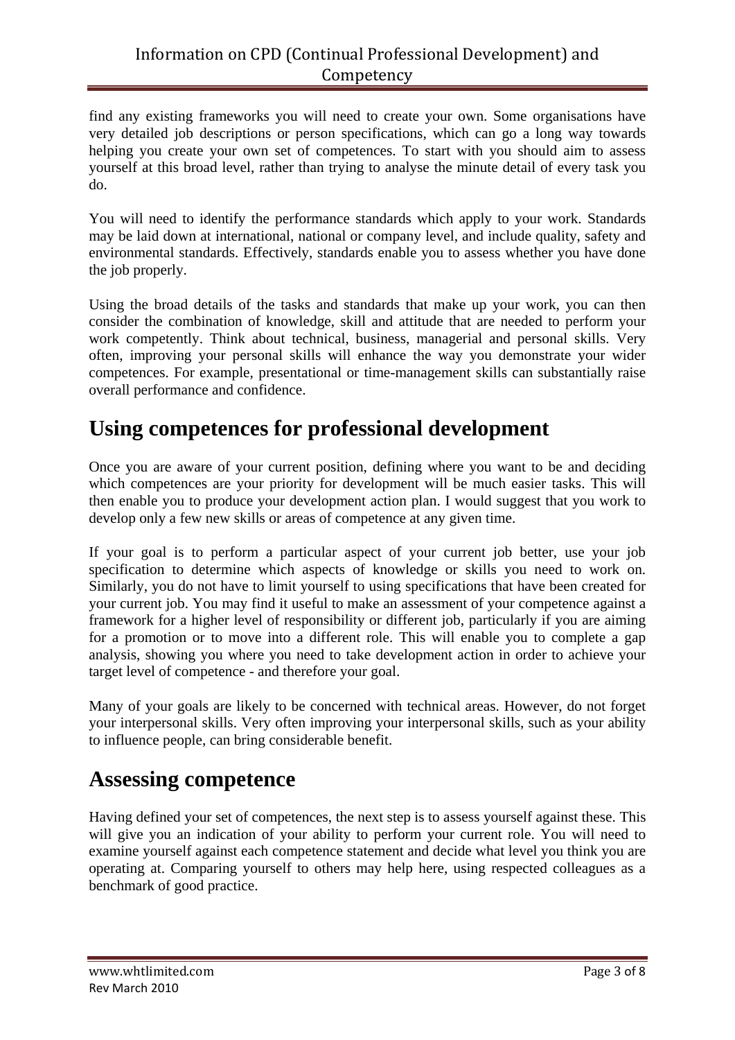find any existing frameworks you will need to create your own. Some organisations have very detailed job descriptions or person specifications, which can go a long way towards helping you create your own set of competences. To start with you should aim to assess yourself at this broad level, rather than trying to analyse the minute detail of every task you do.

You will need to identify the performance standards which apply to your work. Standards may be laid down at international, national or company level, and include quality, safety and environmental standards. Effectively, standards enable you to assess whether you have done the job properly.

Using the broad details of the tasks and standards that make up your work, you can then consider the combination of knowledge, skill and attitude that are needed to perform your work competently. Think about technical, business, managerial and personal skills. Very often, improving your personal skills will enhance the way you demonstrate your wider competences. For example, presentational or time-management skills can substantially raise overall performance and confidence.

## Using competences for professional development

Once you are aware of your current position, defining where you want to be and deciding which competences are your priority for development will be much easier tasks. This will then enable you to produce your development action plan. I would suggest that you work to develop only a few new skills or areas of competence at any given time.

If your goal is to perform a particular aspect of your current job better, use your job specification to determine which aspects of knowledge or skills you need to work on. Similarly, you do not have to limit yourself to using specifications that have been created for your current job. You may find it useful to make an assessment of your competence against a framework for a higher level of responsibility or different job, particularly if you are aiming for a promotion or to move into a different role. This will enable you to complete a gap analysis, showing you where you need to take development action in order to achieve your target level of competence - and therefore your goal.

Many of your goals are likely to be concerned with technical areas. However, do not forget your interpersonal skills. Very often improving your interpersonal skills, such as your ability to influence people, can bring considerable benefit.

## Assessing competence

Having defined your set of competences, the next step is to assess yourself against these. This will give you an indication of your ability to perform your current role. You will need to examine yourself against each competence statement and decide what level you think you are operating at. Comparing yourself to others may help here, using respected colleagues as a benchmark of good practice.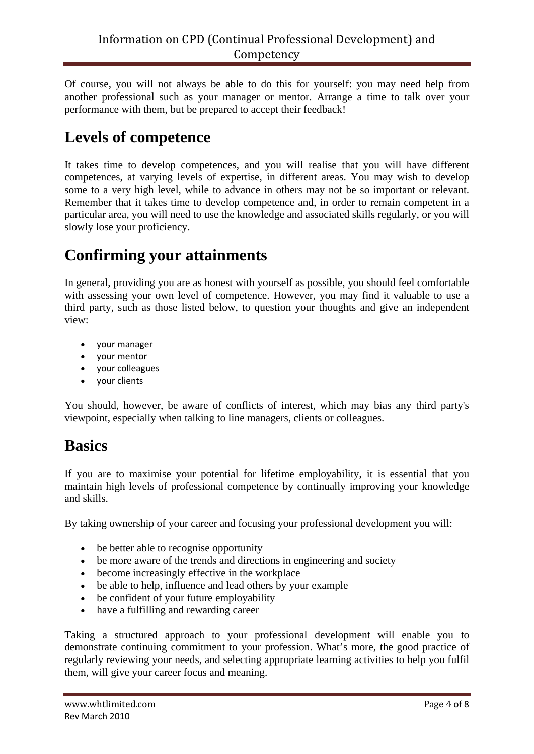Of course, you will not always be able to do this for yourself: you may need help from another professional such as your manager or mentor. Arrange a time to talk over your performance with them, but be prepared to accept their feedback!

## Levels of competence

It takes time to develop competences, and you will realise that you will have different competences, at varying levels of expertise, in different areas. You may wish to develop some to a very high level, while to advance in others may not be so important or relevant. Remember that it takes time to develop competence and, in order to remain competent in a particular area, you will need to use the knowledge and associated skills regularly, or you will slowly lose your proficiency.

## Confirming your attainments

In general, providing you are as honest with yourself as possible, you should feel comfortable with assessing your own level of competence. However, you may find it valuable to use a third party, such as those listed below, to question your thoughts and give an independent view:

- your manager
- your mentor
- your colleagues
- your clients

You should, however, be aware of conflicts of interest, which may bias any third party's viewpoint, especially when talking to line managers, clients or colleagues.

## Basics

If you are to maximise your potential for lifetime employability, it is essential that you maintain high levels of professional competence by continually improving your knowledge and skills.

By taking ownership of your career and focusing your professional development you will:

- be better able to recognise opportunity
- be more aware of the trends and directions in engineering and society
- become increasingly effective in the workplace
- be able to help, influence and lead others by your example
- be confident of your future employability
- have a fulfilling and rewarding career

Taking a structured approach to your professional development will enable you to demonstrate continuing commitment to your profession. What's more, the good practice of regularly reviewing your needs, and selecting appropriate learning activities to help you fulfil them, will give your career focus and meaning.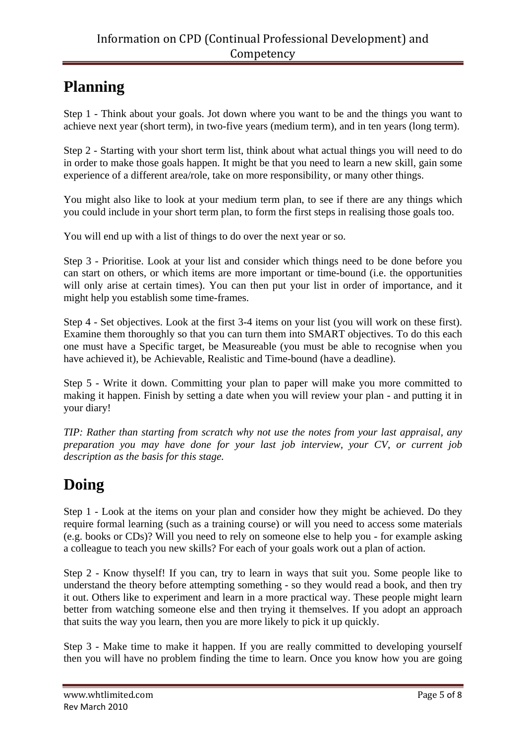# Planning

Step 1 - Think about your goals. Jot down where you want to be and the things you want to achieve next year (short term), in two-five years (medium term), and in ten years (long term).

Step 2 - Starting with your short term list, think about what actual things you will need to do in order to make those goals happen. It might be that you need to learn a new skill, gain some experience of a different area/role, take on more responsibility, or many other things.

You might also like to look at your medium term plan, to see if there are any things which you could include in your short term plan, to form the first steps in realising those goals too.

You will end up with a list of things to do over the next year or so.

Step 3 - Prioritise. Look at your list and consider which things need to be done before you can start on others, or which items are more important or time-bound (i.e. the opportunities will only arise at certain times). You can then put your list in order of importance, and it might help you establish some time-frames.

Step 4 - Set objectives. Look at the first 3-4 items on your list (you will work on these first). Examine them thoroughly so that you can turn them into SMART objectives. To do this each one must have a Specific target, be Measureable (you must be able to recognise when you have achieved it), be Achievable, Realistic and Time-bound (have a deadline).

Step 5 - Write it down. Committing your plan to paper will make you more committed to making it happen. Finish by setting a date when you will review your plan - and putting it in your diary!

*TIP: Rather than starting from scratch why not use the notes from your last appraisal, any preparation you may have done for your last job interview, your CV, or current job description as the basis for this stage.*

# Doing

Step 1 - Look at the items on your plan and consider how they might be achieved. Do they require formal learning (such as a training course) or will you need to access some materials (e.g. books or CDs)? Will you need to rely on someone else to help you - for example asking a colleague to teach you new skills? For each of your goals work out a plan of action.

Step 2 - Know thyself! If you can, try to learn in ways that suit you. Some people like to understand the theory before attempting something - so they would read a book, and then try it out. Others like to experiment and learn in a more practical way. These people might learn better from watching someone else and then trying it themselves. If you adopt an approach that suits the way you learn, then you are more likely to pick it up quickly.

Step 3 - Make time to make it happen. If you are really committed to developing yourself then you will have no problem finding the time to learn. Once you know how you are going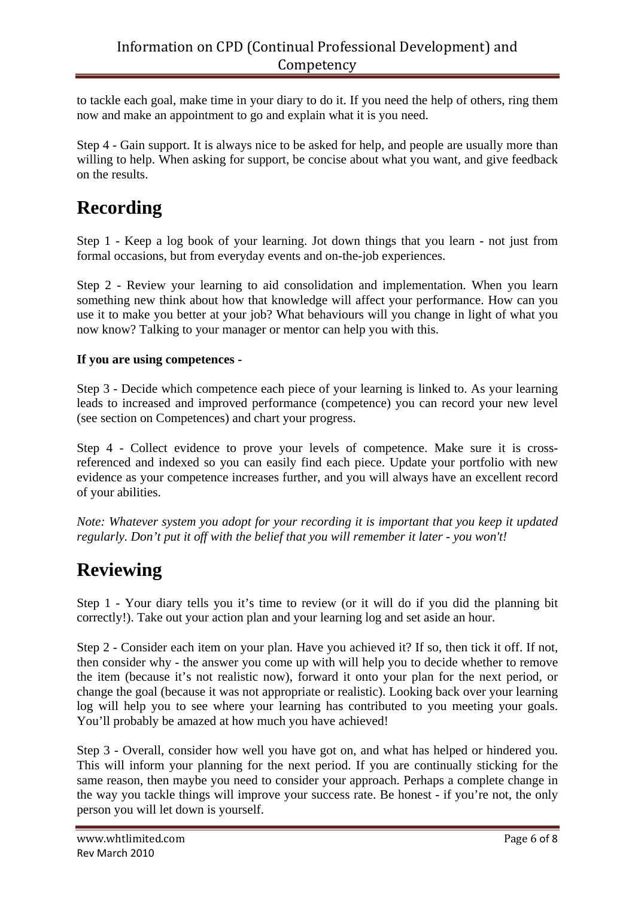to tackle each goal, make time in your diary to do it. If you need the help of others, ring them now and make an appointment to go and explain what it is you need.

Step 4 - Gain support. It is always nice to be asked for help, and people are usually more than willing to help. When asking for support, be concise about what you want, and give feedback on the results.

# Recording

Step 1 - Keep a log book of your learning. Jot down things that you learn - not just from formal occasions, but from everyday events and on-the-job experiences.

Step 2 - Review your learning to aid consolidation and implementation. When you learn something new think about how that knowledge will affect your performance. How can you use it to make you better at your job? What behaviours will you change in light of what you now know? Talking to your manager or mentor can help you with this.

**If you are using competences -**

Step 3 - Decide which competence each piece of your learning is linked to. As your learning leads to increased and improved performance (competence) you can record your new level (see section on Competences) and chart your progress.

Step 4 - Collect evidence to prove your levels of competence. Make sure it is cross-referenced and indexed so you can easily find each piece. Update your portfolio with new evidence as your competence increases further, and you will always have an excellent record of your abilities.

*Note: Whatever system you adopt for your recording it is important that you keep it updated regularly. Don't put it off with the belief that you will remember it later - you won't!*

# Reviewing

Step 1 - Your diary tells you it's time to review (or it will do if you did the planning bit correctly!). Take out your action plan and your learning log and set aside an hour.

Step 2 - Consider each item on your plan. Have you achieved it? If so, then tick it off. If not, then consider why - the answer you come up with will help you to decide whether to remove the item (because it's not realistic now), forward it onto your plan for the next period, or change the goal (because it was not appropriate or realistic). Looking back over your learning log will help you to see where your learning has contributed to you meeting your goals. You'll probably be amazed at how much you have achieved!

Step 3 - Overall, consider how well you have got on, and what has helped or hindered you. This will inform your planning for the next period. If you are continually sticking for the same reason, then maybe you need to consider your approach. Perhaps a complete change in the way you tackle things will improve your success rate. Be honest - if you're not, the only person you will let down is yourself.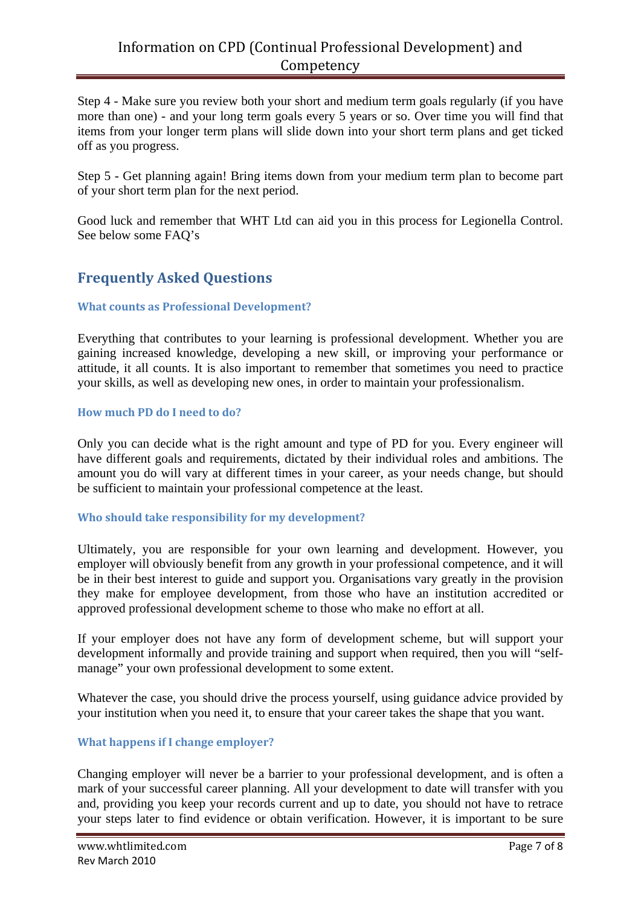Step 4 - Make sure you review both your short and medium term goals regularly (if you have more than one) - and your long term goals every 5 years or so. Over time you will find that items from your longer term plans will slide down into your short term plans and get ticked off as you progress.

Step 5 - Get planning again! Bring items down from your medium term plan to become part of your short term plan for the next period.

Good luck and remember that WHT Ltd can aid you in this process for Legionella Control. See below some FAQ's

## Frequently Asked Questions

### What counts as Professional Development?

Everything that contributes to your learning is professional development. Whether you are gaining increased knowledge, developing a new skill, or improving your performance or attitude, it all counts. It is also important to remember that sometimes you need to practice your skills, as well as developing new ones, in order to maintain your professionalism.

### How much PD do I need to do?

Only you can decide what is the right amount and type of PD for you. Every engineer will have different goals and requirements, dictated by their individual roles and ambitions. The amount you do will vary at different times in your career, as your needs change, but should be sufficient to maintain your professional competence at the least.

### Who should take responsibility for my development?

Ultimately, you are responsible for your own learning and development. However, you employer will obviously benefit from any growth in your professional competence, and it will be in their best interest to guide and support you. Organisations vary greatly in the provision they make for employee development, from those who have an institution accredited or approved professional development scheme to those who make no effort at all.

If your employer does not have any form of development scheme, but will support your development informally and provide training and support when required, then you will "self-manage" your own professional development to some extent.

Whatever the case, you should drive the process yourself, using guidance advice provided by your institution when you need it, to ensure that your career takes the shape that you want.

### What happens if I change employer?

Changing employer will never be a barrier to your professional development, and is often a mark of your successful career planning. All your development to date will transfer with you and, providing you keep your records current and up to date, you should not have to retrace your steps later to find evidence or obtain verification. However, it is important to be sure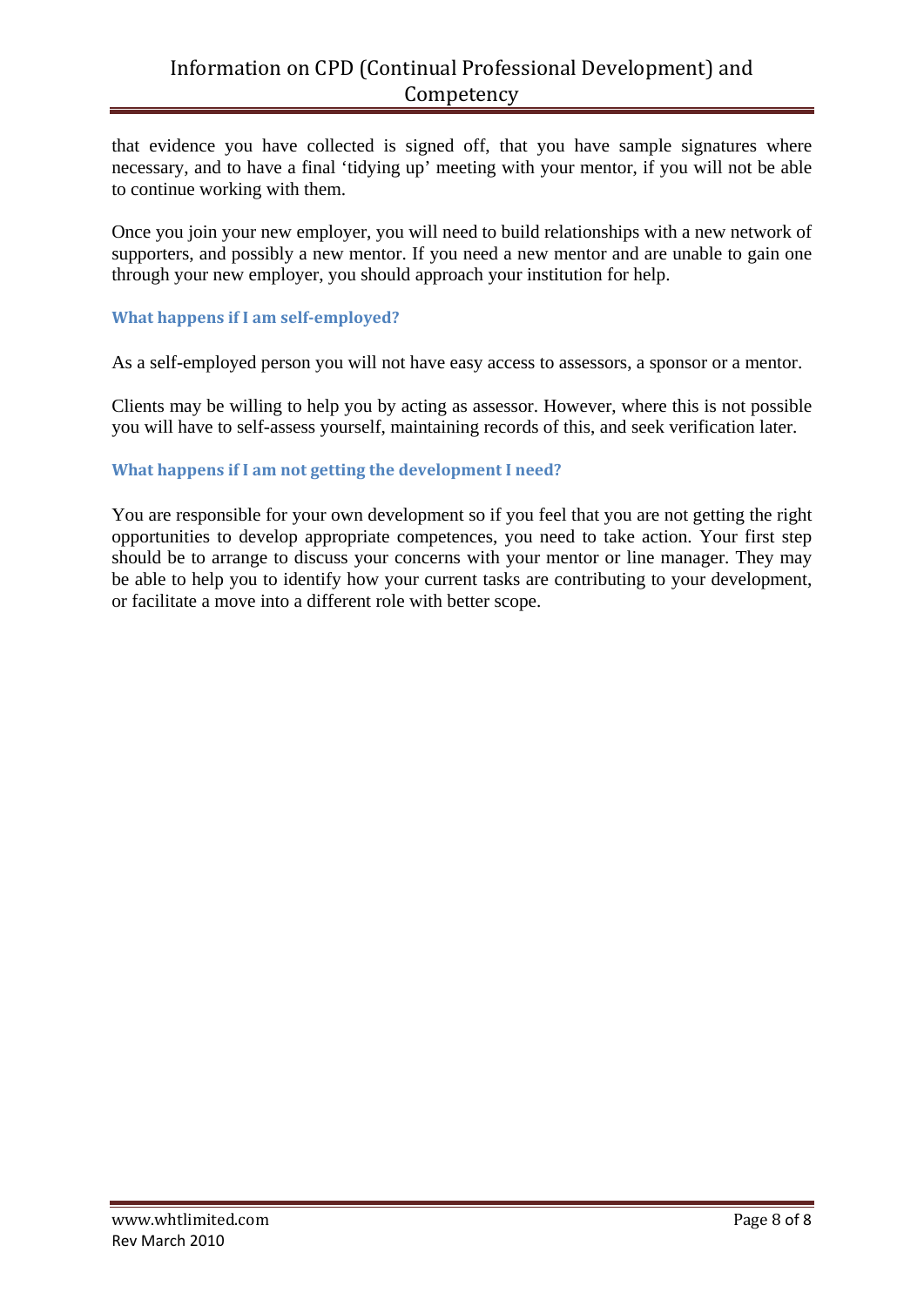that evidence you have collected is signed off, that you have sample signatures where necessary, and to have a final 'tidying up' meeting with your mentor, if you will not be able to continue working with them.

Once you join your new employer, you will need to build relationships with a new network of supporters, and possibly a new mentor. If you need a new mentor and are unable to gain one through your new employer, you should approach your institution for help.

### What happens if I am self-employed?

As a self-employed person you will not have easy access to assessors, a sponsor or a mentor.

Clients may be willing to help you by acting as assessor. However, where this is not possible you will have to self-assess yourself, maintaining records of this, and seek verification later.

### What happens if I am not getting the development I need?

You are responsible for your own development so if you feel that you are not getting the right opportunities to develop appropriate competences, you need to take action. Your first step should be to arrange to discuss your concerns with your mentor or line manager. They may be able to help you to identify how your current tasks are contributing to your development, or facilitate a move into a different role with better scope.